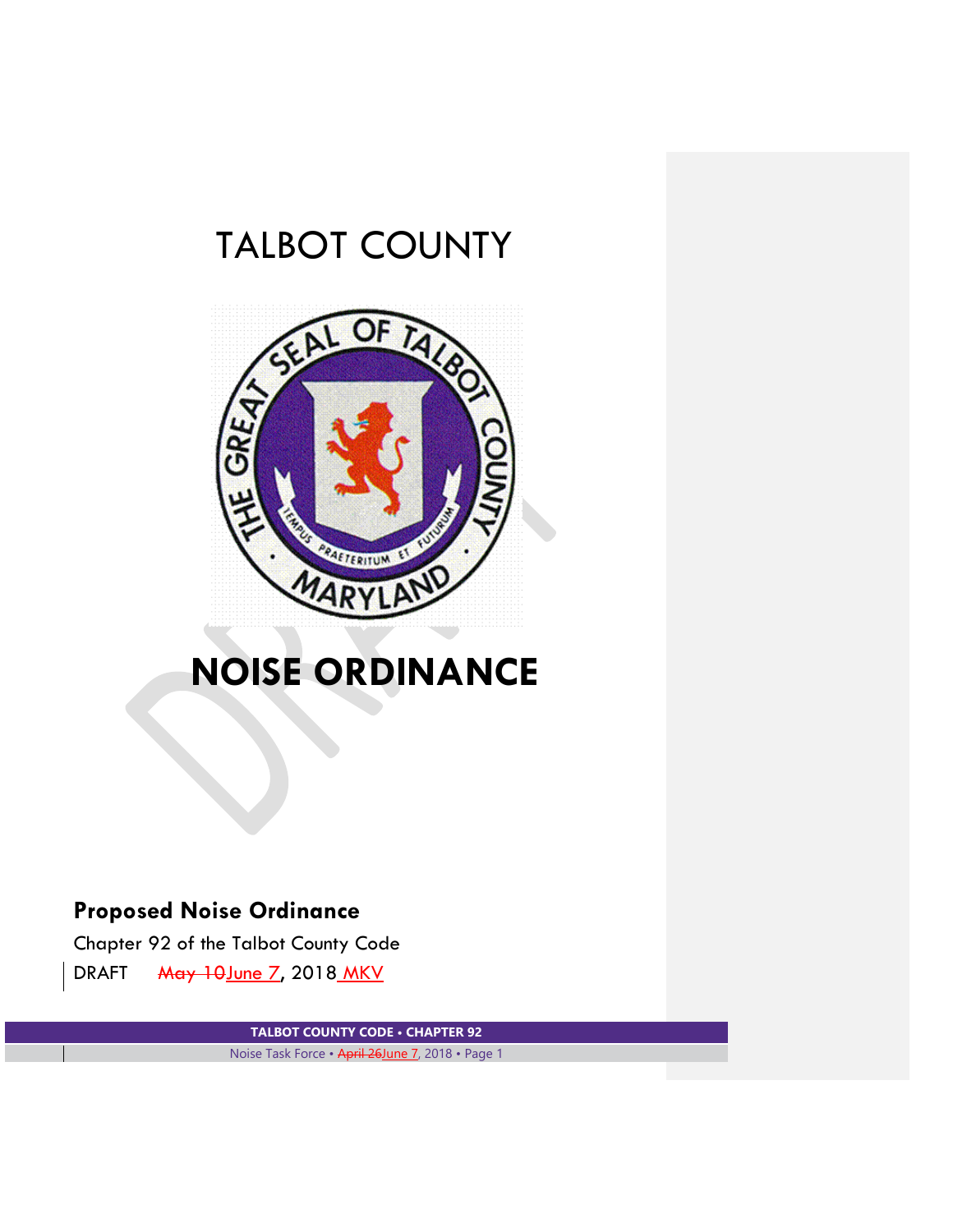# TALBOT COUNTY

# NOISE ORDINANCE

**Proposed Noise Ordinance**

Chapter 92 of the Talbot County Code

DRAFT ~~May 10~~June 7, 2018 MKV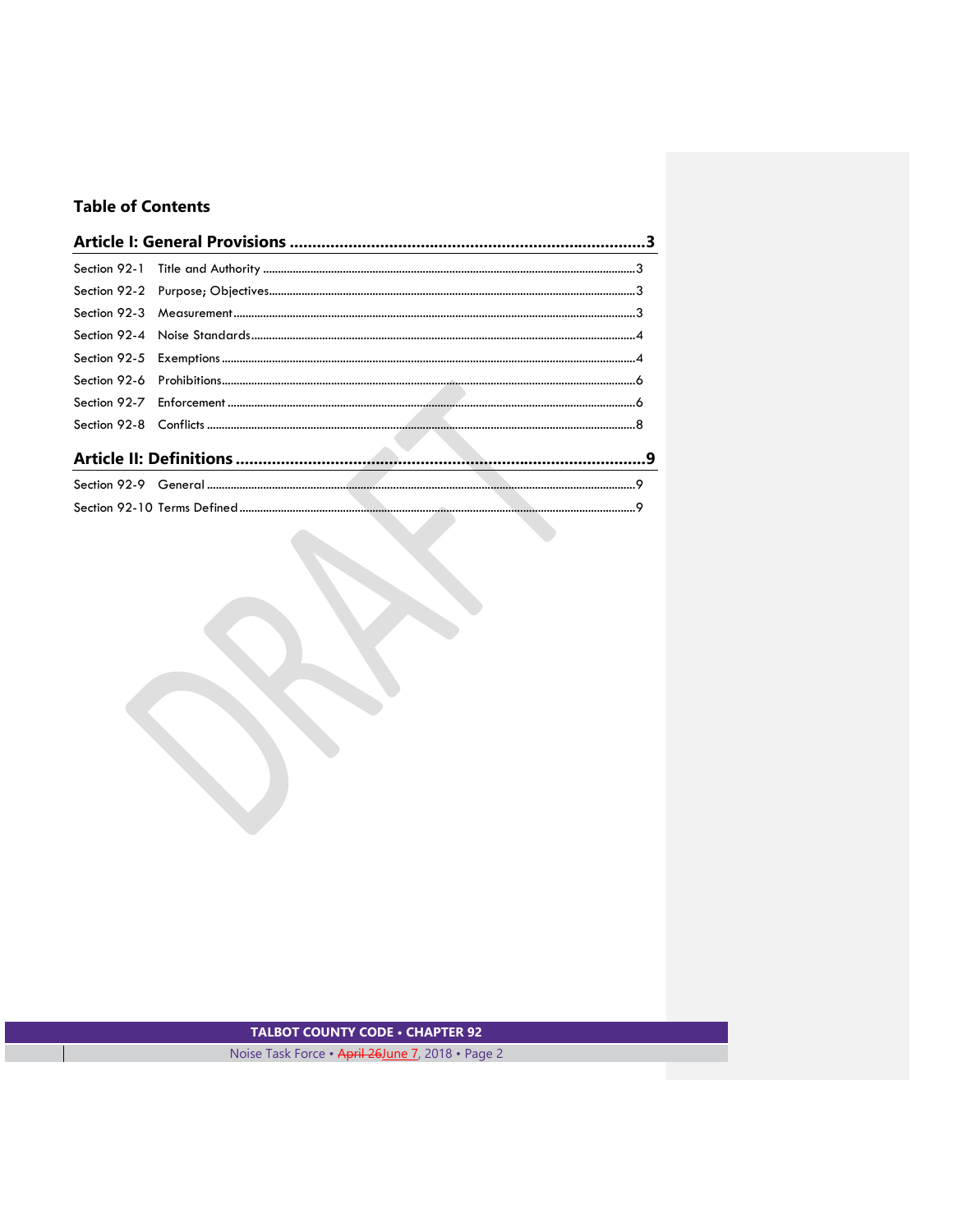## Table of Contents

**Article I: General Provisions ............................................................................3**

Section 92-1 Title and Authority ............................................................................3

Section 92-2 Purpose; Objectives............................................................................3

Section 92-3 Measurement....................................................................................3

Section 92-4 Noise Standards.................................................................................4

Section 92-5 Exemptions.......................................................................................4

Section 92-6 Prohibitions........................................................................................6

Section 92-7 Enforcement .....................................................................................6

Section 92-8 Conflicts ...........................................................................................8

**Article II: Definitions .........................................................................................9**

Section 92-9 General .............................................................................................9

Section 92-10 Terms Defined..................................................................................9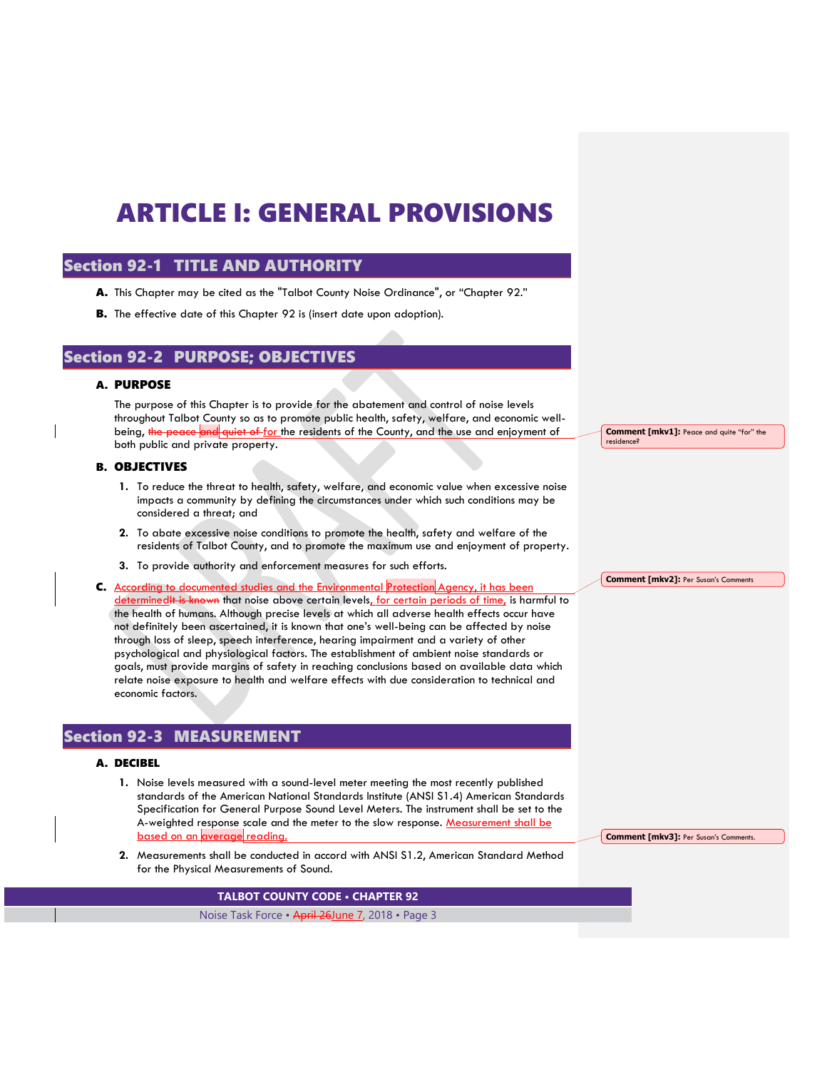# ARTICLE I: GENERAL PROVISIONS

## Section 92-1 TITLE AND AUTHORITY

**A.** This Chapter may be cited as the "Talbot County Noise Ordinance", or "Chapter 92."

**B.** The effective date of this Chapter 92 is (insert date upon adoption).

## Section 92-2 PURPOSE; OBJECTIVES

### A. PURPOSE

The purpose of this Chapter is to provide for the abatement and control of noise levels throughout Talbot County so as to promote public health, safety, welfare, and economic well-being, ~~the peace~~ ~~and~~ ~~quiet of~~ for the residents of the County, and the use and enjoyment of both public and private property.

### B. OBJECTIVES

1. To reduce the threat to health, safety, welfare, and economic value when excessive noise impacts a community by defining the circumstances under which such conditions may be considered a threat; and
2. To abate excessive noise conditions to promote the health, safety and welfare of the residents of Talbot County, and to promote the maximum use and enjoyment of property.
3. To provide authority and enforcement measures for such efforts.

**C.** According to documented studies and the Environmental Protection Agency, it has been determined~~It is known~~ that noise above certain levels, for certain periods of time, is harmful to the health of humans. Although precise levels at which all adverse health effects occur have not definitely been ascertained, it is known that one's well-being can be affected by noise through loss of sleep, speech interference, hearing impairment and a variety of other psychological and physiological factors. The establishment of ambient noise standards or goals, must provide margins of safety in reaching conclusions based on available data which relate noise exposure to health and welfare effects with due consideration to technical and economic factors.

## Section 92-3 MEASUREMENT

### A. DECIBEL

1. Noise levels measured with a sound-level meter meeting the most recently published standards of the American National Standards Institute (ANSI S1.4) American Standards Specification for General Purpose Sound Level Meters. The instrument shall be set to the A-weighted response scale and the meter to the slow response. Measurement shall be based on an average reading.
2. Measurements shall be conducted in accord with ANSI S1.2, American Standard Method for the Physical Measurements of Sound.

**Comment [mkv1]:** Peace and quite "for" the residence?

**Comment [mkv2]:** Per Susan's Comments

**Comment [mkv3]:** Per Susan's Comments.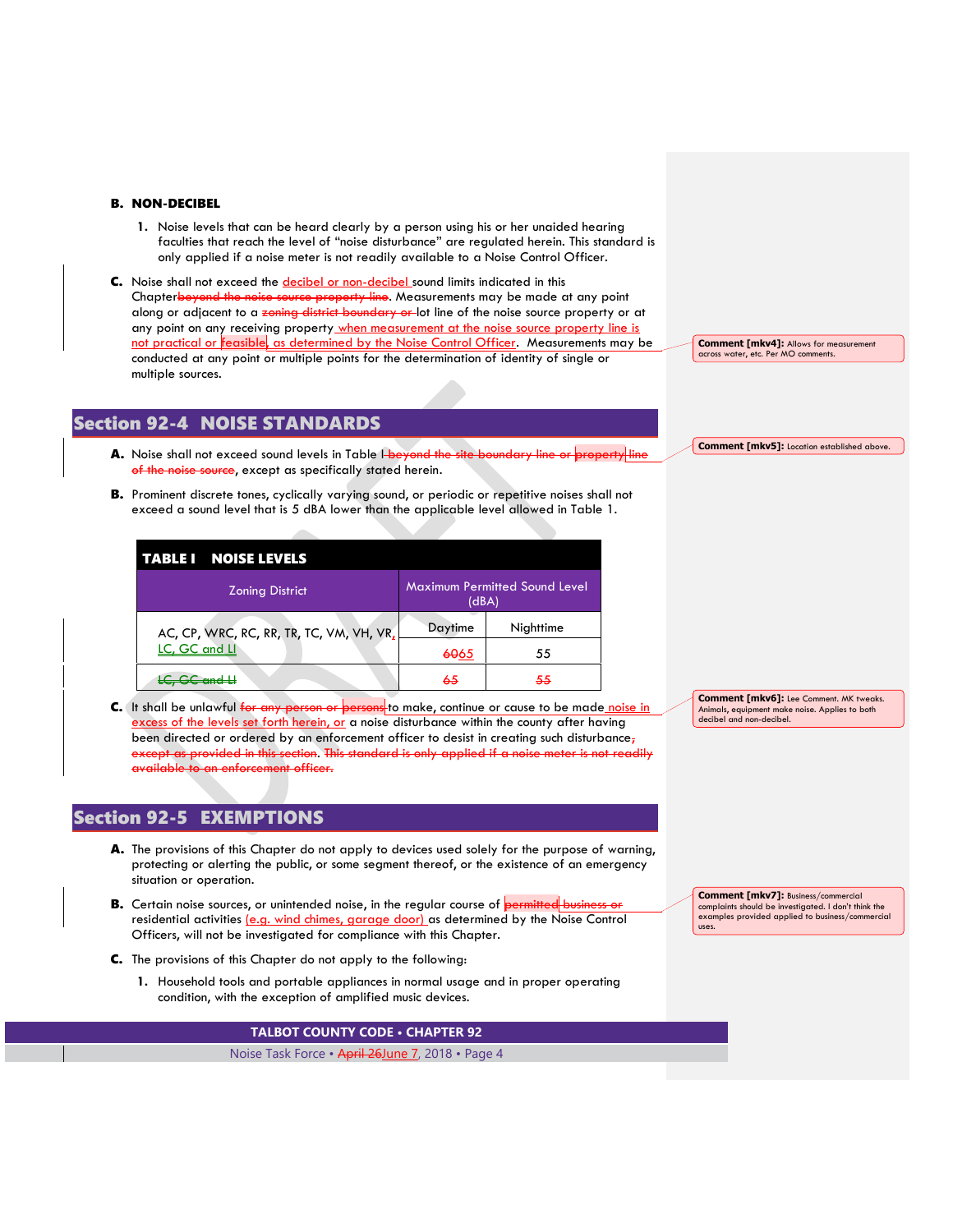**B. NON-DECIBEL**

1. Noise levels that can be heard clearly by a person using his or her unaided hearing faculties that reach the level of "noise disturbance" are regulated herein. This standard is only applied if a noise meter is not readily available to a Noise Control Officer.

**C.** Noise shall not exceed the decibel or non-decibel sound limits indicated in this Chapter~~beyond the noise source property line~~. Measurements may be made at any point along or adjacent to a ~~zoning district boundary or~~ lot line of the noise source property or at any point on any receiving property when measurement at the noise source property line is not practical or feasible, as determined by the Noise Control Officer. Measurements may be conducted at any point or multiple points for the determination of identity of single or multiple sources.

> **Comment [mkv4]:** Allows for measurement across water, etc. Per MO comments.

## Section 92-4 NOISE STANDARDS

**A.** Noise shall not exceed sound levels in Table I ~~beyond the site boundary line or property line of the noise source~~, except as specifically stated herein.

> **Comment [mkv5]:** Location established above.

**B.** Prominent discrete tones, cyclically varying sound, or periodic or repetitive noises shall not exceed a sound level that is 5 dBA lower than the applicable level allowed in Table 1.

**TABLE I NOISE LEVELS**

| Zoning District | Maximum Permitted Sound Level (dBA) | |
|---|---|---|
| | Daytime | Nighttime |
| AC, CP, WRC, RC, RR, TR, TC, VM, VH, VR, LC, GC and LI | ~~60~~65 | 55 |
| ~~LC, GC and LI~~ | ~~65~~ | ~~55~~ |

**C.** It shall be unlawful ~~for any person or persons~~ to make, continue or cause to be made noise in excess of the levels set forth herein, or a noise disturbance within the county after having been directed or ordered by an enforcement officer to desist in creating such disturbance~~, except as provided in this section~~. ~~This standard is only applied if a noise meter is not readily available to an enforcement officer.~~

> **Comment [mkv6]:** Lee Comment. MK tweaks. Animals, equipment make noise. Applies to both decibel and non-decibel.

## Section 92-5 EXEMPTIONS

**A.** The provisions of this Chapter do not apply to devices used solely for the purpose of warning, protecting or alerting the public, or some segment thereof, or the existence of an emergency situation or operation.

**B.** Certain noise sources, or unintended noise, in the regular course of ~~permitted business or~~ residential activities (e.g. wind chimes, garage door) as determined by the Noise Control Officers, will not be investigated for compliance with this Chapter.

> **Comment [mkv7]:** Business/commercial complaints should be investigated. I don't think the examples provided applied to business/commercial uses.

**C.** The provisions of this Chapter do not apply to the following:

1. Household tools and portable appliances in normal usage and in proper operating condition, with the exception of amplified music devices.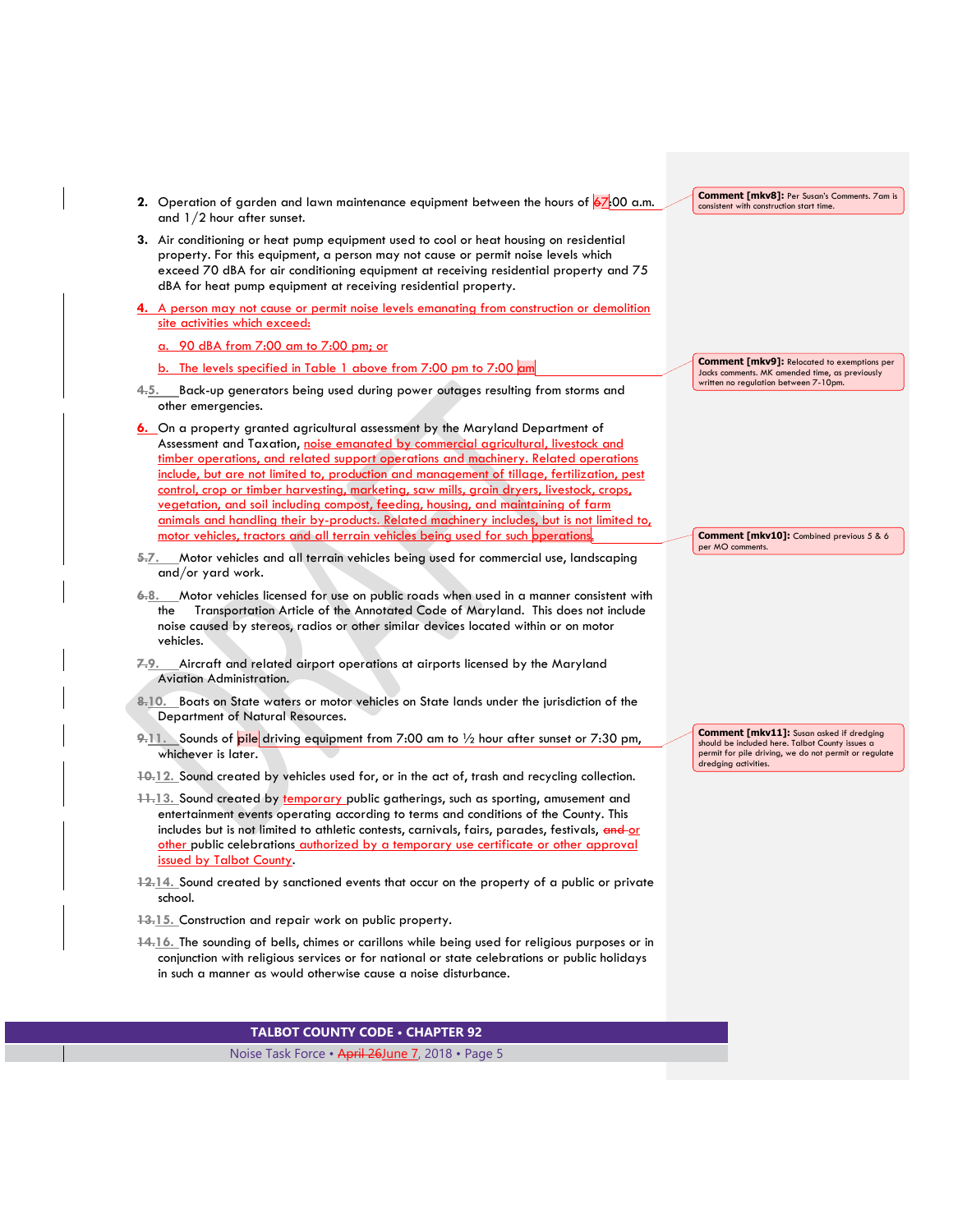2. Operation of garden and lawn maintenance equipment between the hours of ~~6~~7:00 a.m. and 1/2 hour after sunset.

3. Air conditioning or heat pump equipment used to cool or heat housing on residential property. For this equipment, a person may not cause or permit noise levels which exceed 70 dBA for air conditioning equipment at receiving residential property and 75 dBA for heat pump equipment at receiving residential property.

4. A person may not cause or permit noise levels emanating from construction or demolition site activities which exceed:

   a. 90 dBA from 7:00 am to 7:00 pm; or

   b. The levels specified in Table 1 above from 7:00 pm to 7:00 am

~~4.~~5. Back-up generators being used during power outages resulting from storms and other emergencies.

6. On a property granted agricultural assessment by the Maryland Department of Assessment and Taxation, noise emanated by commercial agricultural, livestock and timber operations, and related support operations and machinery. Related operations include, but are not limited to, production and management of tillage, fertilization, pest control, crop or timber harvesting, marketing, saw mills, grain dryers, livestock, crops, vegetation, and soil including compost, feeding, housing, and maintaining of farm animals and handling their by-products. Related machinery includes, but is not limited to, motor vehicles, tractors and all terrain vehicles being used for such operations.

~~5.~~7. Motor vehicles and all terrain vehicles being used for commercial use, landscaping and/or yard work.

~~6.~~8. Motor vehicles licensed for use on public roads when used in a manner consistent with the Transportation Article of the Annotated Code of Maryland. This does not include noise caused by stereos, radios or other similar devices located within or on motor vehicles.

~~7.~~9. Aircraft and related airport operations at airports licensed by the Maryland Aviation Administration.

~~8.~~10. Boats on State waters or motor vehicles on State lands under the jurisdiction of the Department of Natural Resources.

~~9.~~11. Sounds of pile driving equipment from 7:00 am to ½ hour after sunset or 7:30 pm, whichever is later.

~~10.~~12. Sound created by vehicles used for, or in the act of, trash and recycling collection.

~~11.~~13. Sound created by temporary public gatherings, such as sporting, amusement and entertainment events operating according to terms and conditions of the County. This includes but is not limited to athletic contests, carnivals, fairs, parades, festivals, ~~and~~ or other public celebrations authorized by a temporary use certificate or other approval issued by Talbot County.

~~12.~~14. Sound created by sanctioned events that occur on the property of a public or private school.

~~13.~~15. Construction and repair work on public property.

~~14.~~16. The sounding of bells, chimes or carillons while being used for religious purposes or in conjunction with religious services or for national or state celebrations or public holidays in such a manner as would otherwise cause a noise disturbance.

**Comment [mkv8]:** Per Susan's Comments. 7am is consistent with construction start time.

**Comment [mkv9]:** Relocated to exemptions per Jacks comments. MK amended time, as previously written no regulation between 7-10pm.

**Comment [mkv10]:** Combined previous 5 & 6 per MO comments.

**Comment [mkv11]:** Susan asked if dredging should be included here. Talbot County issues a permit for pile driving, we do not permit or regulate dredging activities.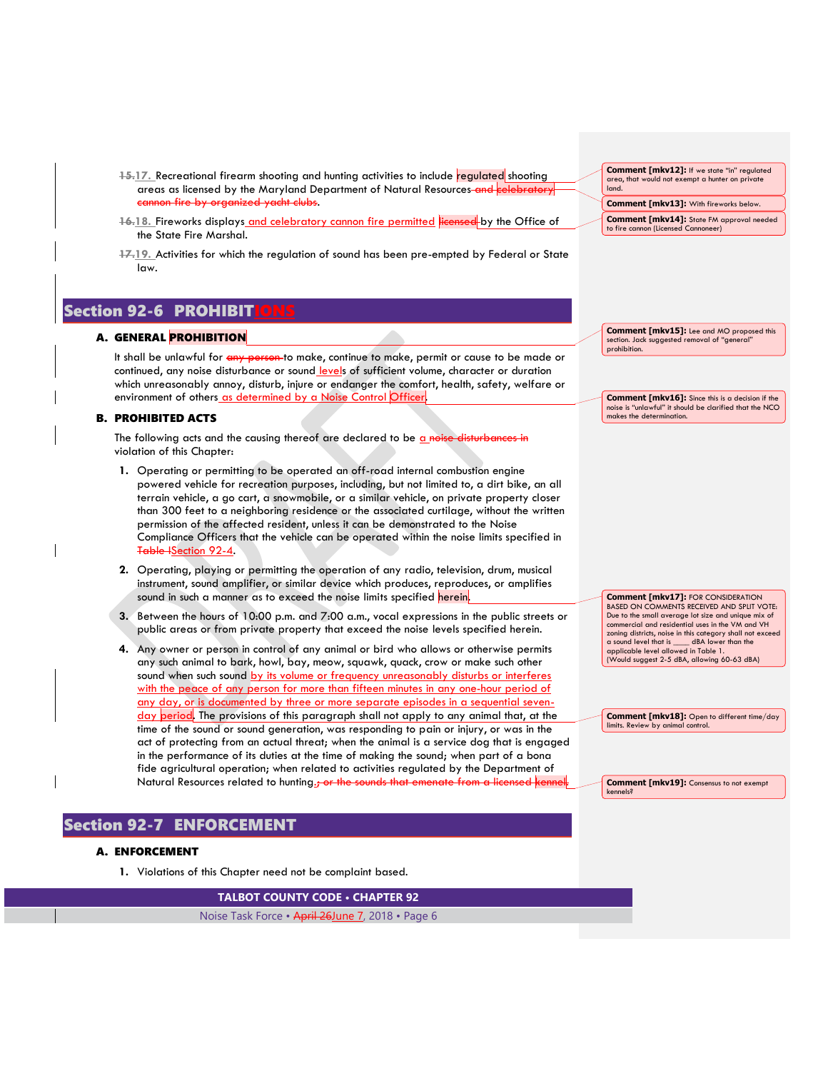15.17. Recreational firearm shooting and hunting activities to include regulated shooting areas as licensed by the Maryland Department of Natural Resources and celebratory cannon fire by organized yacht clubs.

16.18. Fireworks displays and celebratory cannon fire permitted licensed by the Office of the State Fire Marshal.

17.19. Activities for which the regulation of sound has been pre-empted by Federal or State law.

## Section 92-6 PROHIBITIONS

### A. GENERAL PROHIBITION

It shall be unlawful for any person to make, continue to make, permit or cause to be made or continued, any noise disturbance or sound levels of sufficient volume, character or duration which unreasonably annoy, disturb, injure or endanger the comfort, health, safety, welfare or environment of others as determined by a Noise Control Officer.

### B. PROHIBITED ACTS

The following acts and the causing thereof are declared to be a noise disturbances in violation of this Chapter:

1. Operating or permitting to be operated an off-road internal combustion engine powered vehicle for recreation purposes, including, but not limited to, a dirt bike, an all terrain vehicle, a go cart, a snowmobile, or a similar vehicle, on private property closer than 300 feet to a neighboring residence or the associated curtilage, without the written permission of the affected resident, unless it can be demonstrated to the Noise Compliance Officers that the vehicle can be operated within the noise limits specified in Table 1Section 92-4.

2. Operating, playing or permitting the operation of any radio, television, drum, musical instrument, sound amplifier, or similar device which produces, reproduces, or amplifies sound in such a manner as to exceed the noise limits specified herein.

3. Between the hours of 10:00 p.m. and 7:00 a.m., vocal expressions in the public streets or public areas or from private property that exceed the noise levels specified herein.

4. Any owner or person in control of any animal or bird who allows or otherwise permits any such animal to bark, howl, bay, meow, squawk, quack, crow or make such other sound when such sound by its volume or frequency unreasonably disturbs or interferes with the peace of any person for more than fifteen minutes in any one-hour period of any day, or is documented by three or more separate episodes in a sequential seven-day period. The provisions of this paragraph shall not apply to any animal that, at the time of the sound or sound generation, was responding to pain or injury, or was in the act of protecting from an actual threat; when the animal is a service dog that is engaged in the performance of its duties at the time of making the sound; when part of a bona fide agricultural operation; when related to activities regulated by the Department of Natural Resources related to hunting.; or the sounds that emenate from a licensed kennel.

## Section 92-7 ENFORCEMENT

### A. ENFORCEMENT

1. Violations of this Chapter need not be complaint based.

---

**Comment [mkv12]:** If we state "in" regulated area, that would not exempt a hunter on private land.

**Comment [mkv13]:** With fireworks below.

**Comment [mkv14]:** State FM approval needed to fire cannon (Licensed Cannoneer)

**Comment [mkv15]:** Lee and MO proposed this section. Jack suggested removal of "general" prohibition.

**Comment [mkv16]:** Since this is a decision if the noise is "unlawful" it should be clarified that the NCO makes the determination.

**Comment [mkv17]:** FOR CONSIDERATION BASED ON COMMENTS RECEIVED AND SPLIT VOTE: Due to the small average lot size and unique mix of commercial and residential uses in the VM and VH zoning districts, noise in this category shall not exceed a sound level that is ____ dBA lower than the applicable level allowed in Table 1. (Would suggest 2-5 dBA, allowing 60-63 dBA)

**Comment [mkv18]:** Open to different time/day limits. Review by animal control.

**Comment [mkv19]:** Consensus to not exempt kennels?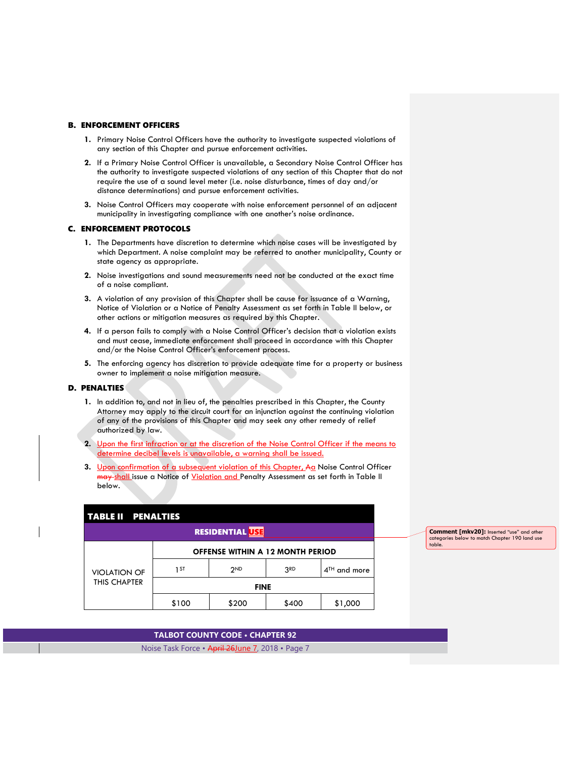### B. ENFORCEMENT OFFICERS

1. Primary Noise Control Officers have the authority to investigate suspected violations of any section of this Chapter and pursue enforcement activities.
2. If a Primary Noise Control Officer is unavailable, a Secondary Noise Control Officer has the authority to investigate suspected violations of any section of this Chapter that do not require the use of a sound level meter (i.e. noise disturbance, times of day and/or distance determinations) and pursue enforcement activities.
3. Noise Control Officers may cooperate with noise enforcement personnel of an adjacent municipality in investigating compliance with one another's noise ordinance.

### C. ENFORCEMENT PROTOCOLS

1. The Departments have discretion to determine which noise cases will be investigated by which Department. A noise complaint may be referred to another municipality, County or state agency as appropriate.
2. Noise investigations and sound measurements need not be conducted at the exact time of a noise compliant.
3. A violation of any provision of this Chapter shall be cause for issuance of a Warning, Notice of Violation or a Notice of Penalty Assessment as set forth in Table II below, or other actions or mitigation measures as required by this Chapter.
4. If a person fails to comply with a Noise Control Officer's decision that a violation exists and must cease, immediate enforcement shall proceed in accordance with this Chapter and/or the Noise Control Officer's enforcement process.
5. The enforcing agency has discretion to provide adequate time for a property or business owner to implement a noise mitigation measure.

### D. PENALTIES

1. In addition to, and not in lieu of, the penalties prescribed in this Chapter, the County Attorney may apply to the circuit court for an injunction against the continuing violation of any of the provisions of this Chapter and may seek any other remedy of relief authorized by law.
2. Upon the first infraction or at the discretion of the Noise Control Officer if the means to determine decibel levels is unavailable, a warning shall be issued.
3. Upon confirmation of a subsequent violation of this Chapter, ~~A~~a Noise Control Officer ~~may~~ shall issue a Notice of Violation and Penalty Assessment as set forth in Table II below.

**TABLE II PENALTIES**

| RESIDENTIAL USE | | | | |
|---|---|---|---|---|
| VIOLATION OF THIS CHAPTER | OFFENSE WITHIN A 12 MONTH PERIOD | | | |
| | 1ST | 2ND | 3RD | 4TH and more |
| | FINE | | | |
| | $100 | $200 | $400 | $1,000 |

Comment [mkv20]: Inserted "use" and other categories below to match Chapter 190 land use table.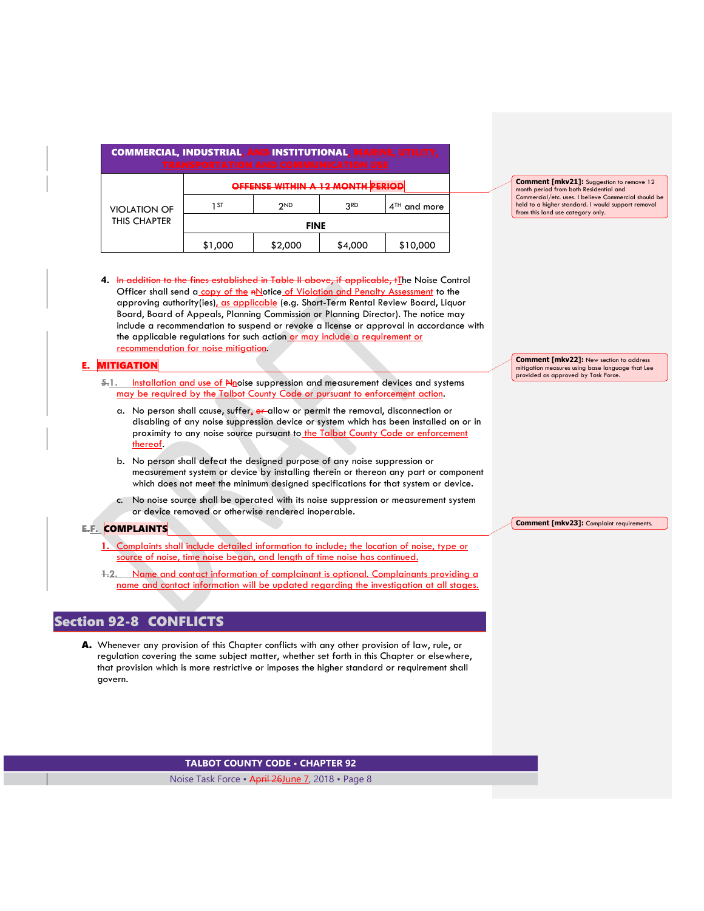| COMMERCIAL, INDUSTRIAL, AND INSTITUTIONAL, MARINE, UTILITY, TRANSPORTATION AND COMMUNICATION USE | | | | |
|---|---|---|---|---|
| VIOLATION OF THIS CHAPTER | OFFENSE WITHIN A 12 MONTH PERIOD | | | |
| | 1ST | 2ND | 3RD | 4TH and more |
| | FINE | | | |
| | $1,000 | $2,000 | $4,000 | $10,000 |

**Comment [mkv21]:** Suggestion to remove 12 month period from both Residential and Commercial/etc. uses. I believe Commercial should be held to a higher standard. I would support removal from this land use category only.

4. In addition to the fines established in Table II above, if applicable, tThe Noise Control Officer shall send a copy of the nNotice of Violation and Penalty Assessment to the approving authority(ies), as applicable (e.g. Short-Term Rental Review Board, Liquor Board, Board of Appeals, Planning Commission or Planning Director). The notice may include a recommendation to suspend or revoke a license or approval in accordance with the applicable regulations for such action or may include a requirement or recommendation for noise mitigation.

## E. MITIGATION

**Comment [mkv22]:** New section to address mitigation measures using base language that Lee provided as approved by Task Force.

5.1. Installation and use of Nnoise suppression and measurement devices and systems may be required by the Talbot County Code or pursuant to enforcement action.

a. No person shall cause, suffer, or allow or permit the removal, disconnection or disabling of any noise suppression device or system which has been installed on or in proximity to any noise source pursuant to the Talbot County Code or enforcement thereof.

b. No person shall defeat the designed purpose of any noise suppression or measurement system or device by installing therein or thereon any part or component which does not meet the minimum designed specifications for that system or device.

c. No noise source shall be operated with its noise suppression or measurement system or device removed or otherwise rendered inoperable.

## E.F. COMPLAINTS

**Comment [mkv23]:** Complaint requirements.

1. Complaints shall include detailed information to include; the location of noise, type or source of noise, time noise began, and length of time noise has continued.

1.2. Name and contact information of complainant is optional. Complainants providing a name and contact information will be updated regarding the investigation at all stages.

# Section 92-8 CONFLICTS

**A.** Whenever any provision of this Chapter conflicts with any other provision of law, rule, or regulation covering the same subject matter, whether set forth in this Chapter or elsewhere, that provision which is more restrictive or imposes the higher standard or requirement shall govern.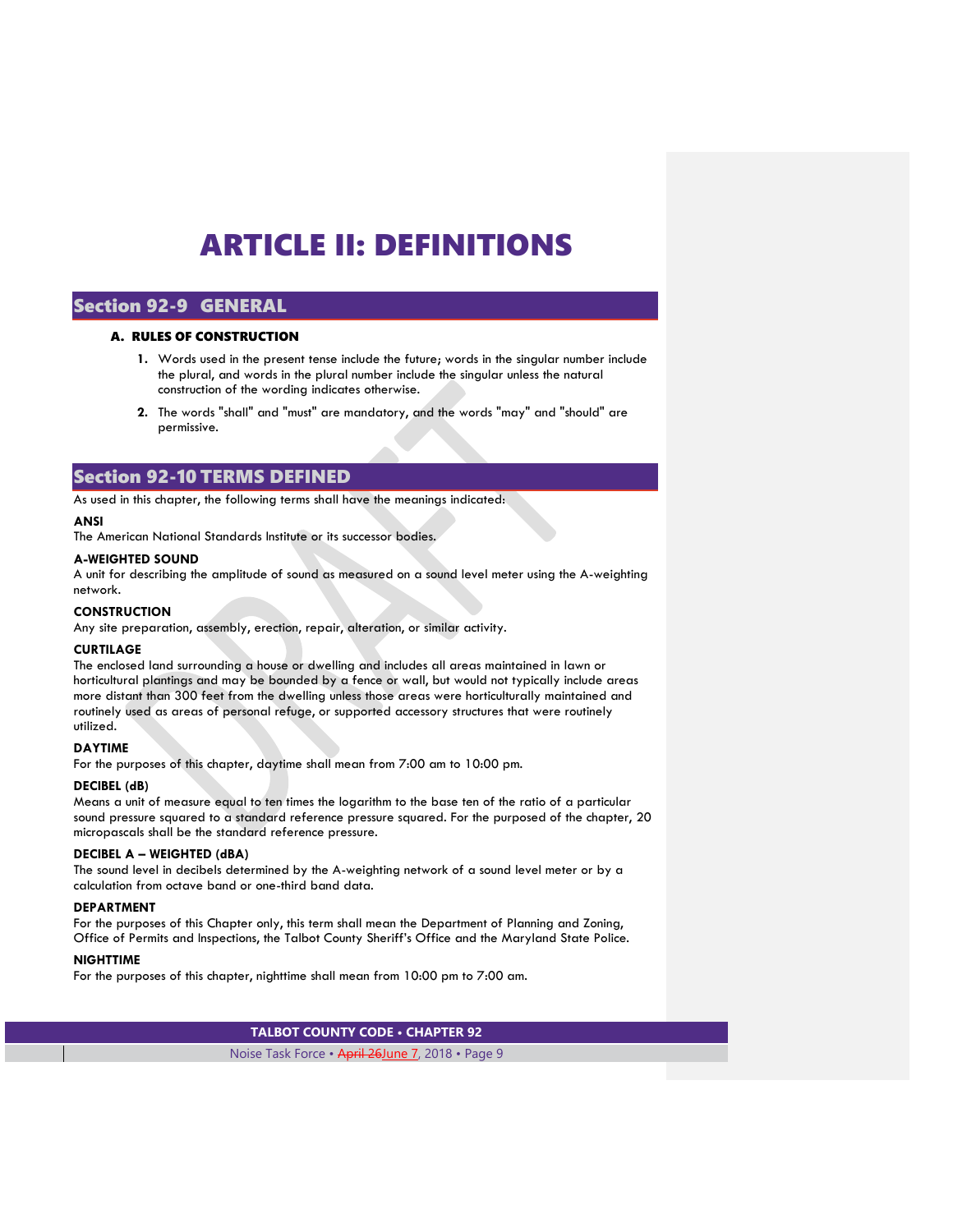# ARTICLE II: DEFINITIONS

## Section 92-9 GENERAL

### A. RULES OF CONSTRUCTION

1. Words used in the present tense include the future; words in the singular number include the plural, and words in the plural number include the singular unless the natural construction of the wording indicates otherwise.
2. The words "shall" and "must" are mandatory, and the words "may" and "should" are permissive.

## Section 92-10 TERMS DEFINED

As used in this chapter, the following terms shall have the meanings indicated:

**ANSI**
The American National Standards Institute or its successor bodies.

**A-WEIGHTED SOUND**
A unit for describing the amplitude of sound as measured on a sound level meter using the A-weighting network.

**CONSTRUCTION**
Any site preparation, assembly, erection, repair, alteration, or similar activity.

**CURTILAGE**
The enclosed land surrounding a house or dwelling and includes all areas maintained in lawn or horticultural plantings and may be bounded by a fence or wall, but would not typically include areas more distant than 300 feet from the dwelling unless those areas were horticulturally maintained and routinely used as areas of personal refuge, or supported accessory structures that were routinely utilized.

**DAYTIME**
For the purposes of this chapter, daytime shall mean from 7:00 am to 10:00 pm.

**DECIBEL (dB)**
Means a unit of measure equal to ten times the logarithm to the base ten of the ratio of a particular sound pressure squared to a standard reference pressure squared. For the purposed of the chapter, 20 micropascals shall be the standard reference pressure.

**DECIBEL A – WEIGHTED (dBA)**
The sound level in decibels determined by the A-weighting network of a sound level meter or by a calculation from octave band or one-third band data.

**DEPARTMENT**
For the purposes of this Chapter only, this term shall mean the Department of Planning and Zoning, Office of Permits and Inspections, the Talbot County Sheriff's Office and the Maryland State Police.

**NIGHTTIME**
For the purposes of this chapter, nighttime shall mean from 10:00 pm to 7:00 am.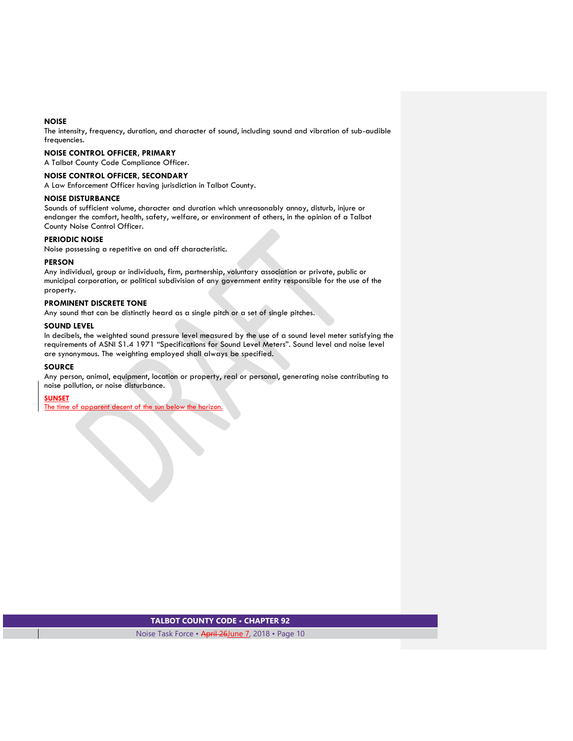**NOISE**
The intensity, frequency, duration, and character of sound, including sound and vibration of sub-audible frequencies.

**NOISE CONTROL OFFICER, PRIMARY**
A Talbot County Code Compliance Officer.

**NOISE CONTROL OFFICER, SECONDARY**
A Law Enforcement Officer having jurisdiction in Talbot County.

**NOISE DISTURBANCE**
Sounds of sufficient volume, character and duration which unreasonably annoy, disturb, injure or endanger the comfort, health, safety, welfare, or environment of others, in the opinion of a Talbot County Noise Control Officer.

**PERIODIC NOISE**
Noise possessing a repetitive on and off characteristic.

**PERSON**
Any individual, group or individuals, firm, partnership, voluntary association or private, public or municipal corporation, or political subdivision of any government entity responsible for the use of the property.

**PROMINENT DISCRETE TONE**
Any sound that can be distinctly heard as a single pitch or a set of single pitches.

**SOUND LEVEL**
In decibels, the weighted sound pressure level measured by the use of a sound level meter satisfying the requirements of ASNI S1.4 1971 "Specifications for Sound Level Meters". Sound level and noise level are synonymous. The weighting employed shall always be specified.

**SOURCE**
Any person, animal, equipment, location or property, real or personal, generating noise contributing to noise pollution, or noise disturbance.

**SUNSET**
The time of apparent decent of the sun below the horizon.